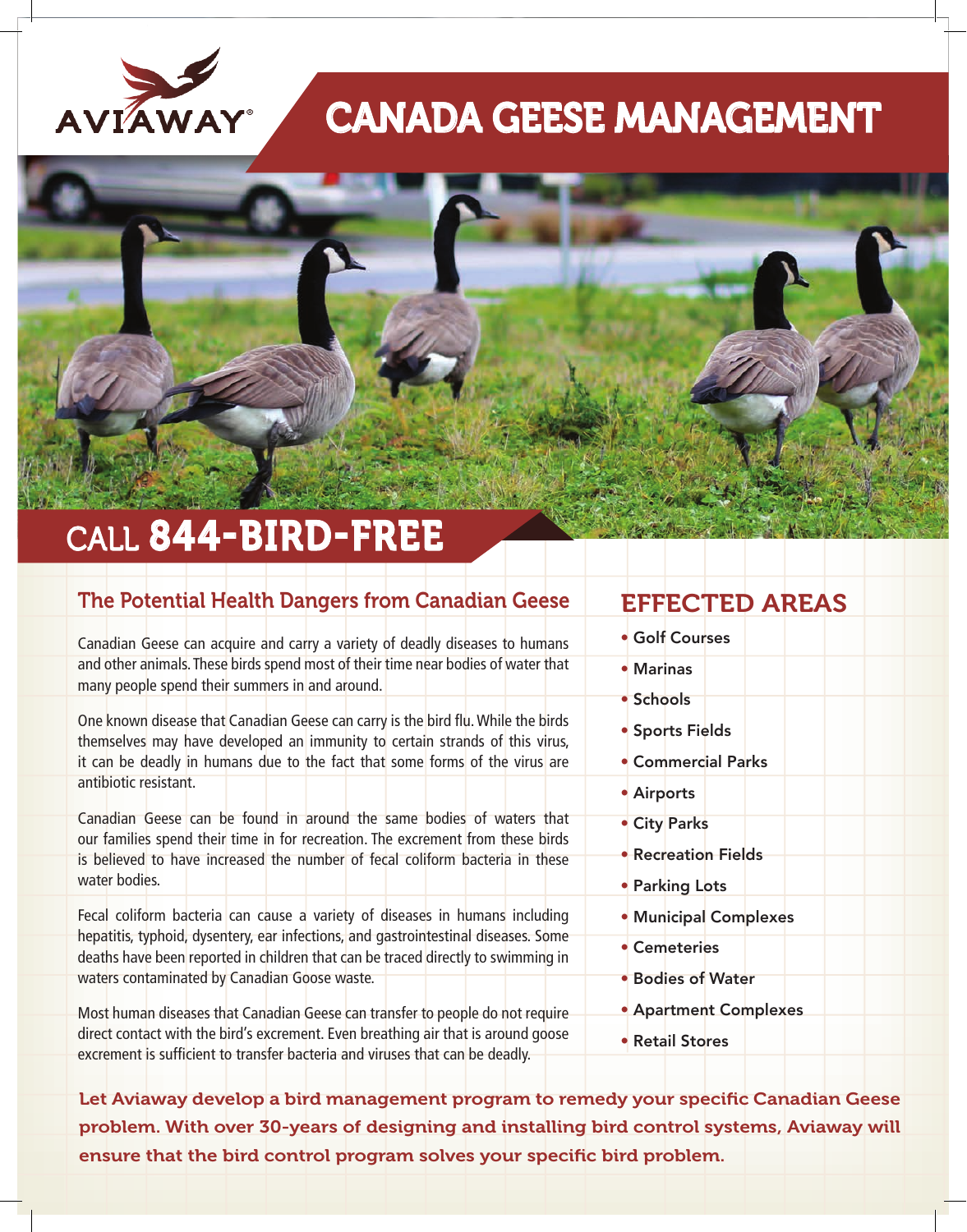AVIAWAY®

# CANADA GEESE MANAGEMENT

## CALL 844-BIRD-FREE

### The Potential Health Dangers from Canadian Geese

Canadian Geese can acquire and carry a variety of deadly diseases to humans and other animals. These birds spend most of their time near bodies of water that many people spend their summers in and around.

One known disease that Canadian Geese can carry is the bird flu. While the birds themselves may have developed an immunity to certain strands of this virus, it can be deadly in humans due to the fact that some forms of the virus are antibiotic resistant.

Canadian Geese can be found in around the same bodies of waters that our families spend their time in for recreation. The excrement from these birds is believed to have increased the number of fecal coliform bacteria in these water bodies.

Fecal coliform bacteria can cause a variety of diseases in humans including hepatitis, typhoid, dysentery, ear infections, and gastrointestinal diseases. Some deaths have been reported in children that can be traced directly to swimming in waters contaminated by Canadian Goose waste.

Most human diseases that Canadian Geese can transfer to people do not require direct contact with the bird's excrement. Even breathing air that is around goose excrement is sufficient to transfer bacteria and viruses that can be deadly.

### EFFECTED AREAS

- Golf Courses
- Marinas
- Schools
- Sports Fields
- Commercial Parks
- Airports
- City Parks
- Recreation Fields
- Parking Lots
- Municipal Complexes
- Cemeteries
- Bodies of Water
- Apartment Complexes
- Retail Stores

**Let Aviaway develop a bird management program to remedy your specific Canadian Geese problem. With over 30-years of designing and installing bird control systems, Aviaway will ensure that the bird control program solves your specific bird problem.**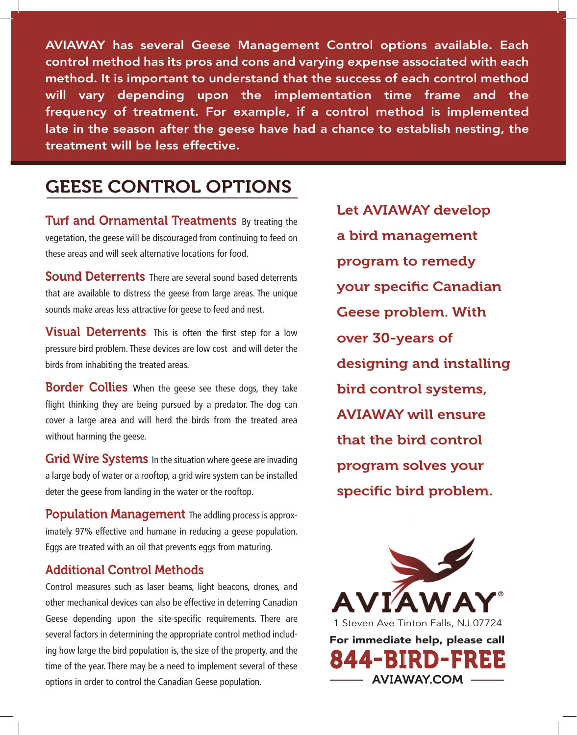**AVIAWAY has several Geese Management Control options available. Each control method has its pros and cons and varying expense associated with each method. It is important to understand that the success of each control method will vary depending upon the implementation time frame and the frequency of treatment. For example, if a control method is implemented late in the season after the geese have had a chance to establish nesting, the treatment will be less effective.**

## GEESE CONTROL OPTIONS

**Turf and Ornamental Treatments** By treating the vegetation, the geese will be discouraged from continuing to feed on these areas and will seek alternative locations for food.

**Sound Deterrents** There are several sound based deterrents that are available to distress the geese from large areas. The unique sounds make areas less attractive for geese to feed and nest.

**Visual Deterrents** This is often the first step for a low pressure bird problem. These devices are low cost and will deter the birds from inhabiting the treated areas.

**Border Collies** When the geese see these dogs, they take flight thinking they are being pursued by a predator. The dog can cover a large area and will herd the birds from the treated area without harming the geese.

**Grid Wire Systems** In the situation where geese are invading a large body of water or a rooftop, a grid wire system can be installed deter the geese from landing in the water or the rooftop.

**Population Management** The addling process is approximately 97% effective and humane in reducing a geese population. Eggs are treated with an oil that prevents eggs from maturing.

### Additional Control Methods

Control measures such as laser beams, light beacons, drones, and other mechanical devices can also be effective in deterring Canadian Geese depending upon the site-specific requirements. There are several factors in determining the appropriate control method including how large the bird population is, the size of the property, and the time of the year. There may be a need to implement several of these options in order to control the Canadian Geese population.

**Let AVIAWAY develop a bird management program to remedy your specific Canadian Geese problem. With over 30-years of designing and installing bird control systems, AVIAWAY will ensure that the bird control program solves your specific bird problem.**

AVIAWAY®

1 Steven Ave Tinton Falls, NJ 07724

**For immediate help, please call**

**844-BIRD-FREE**

AVIAWAY.COM